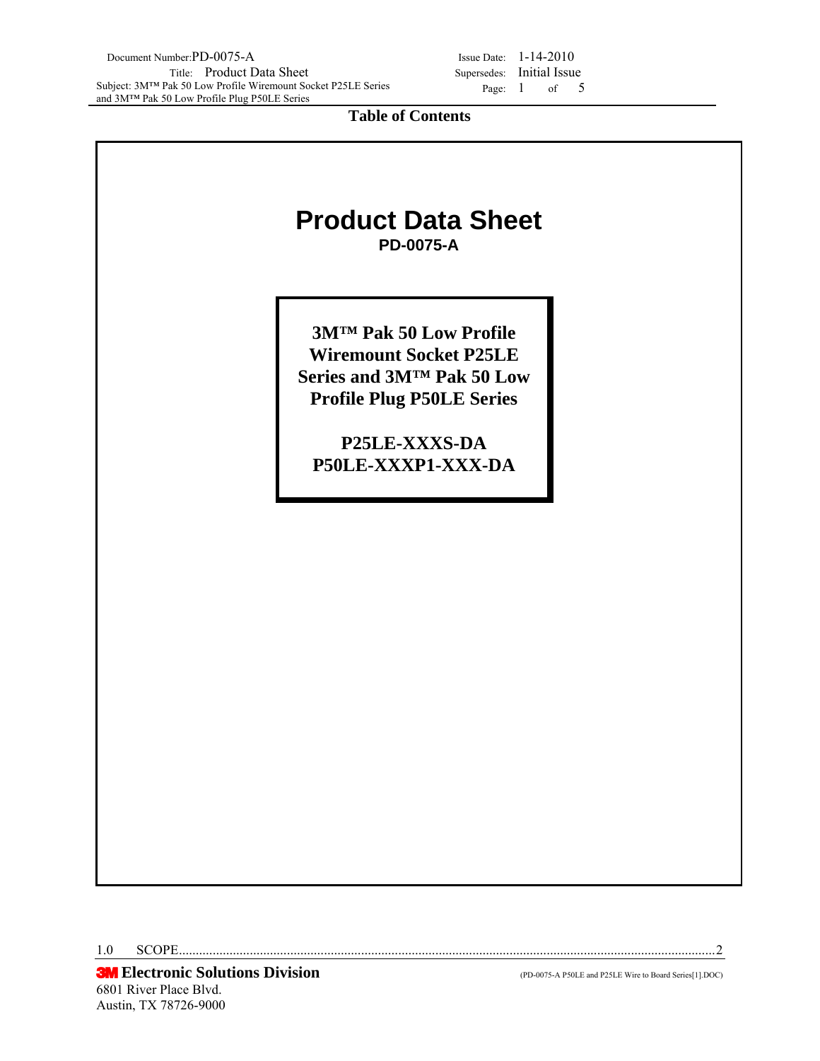## Table of Contents

# Product Data Sheet

**PD-0075-A**

**3M™ Pak 50 Low Profile Wiremount Socket P25LE Series and 3M™ Pak 50 Low Profile Plug P50LE Series**

**P25LE-XXXS-DA**
**P50LE-XXXP1-XXX-DA**

1.0 SCOPE............................................................................................................................................................2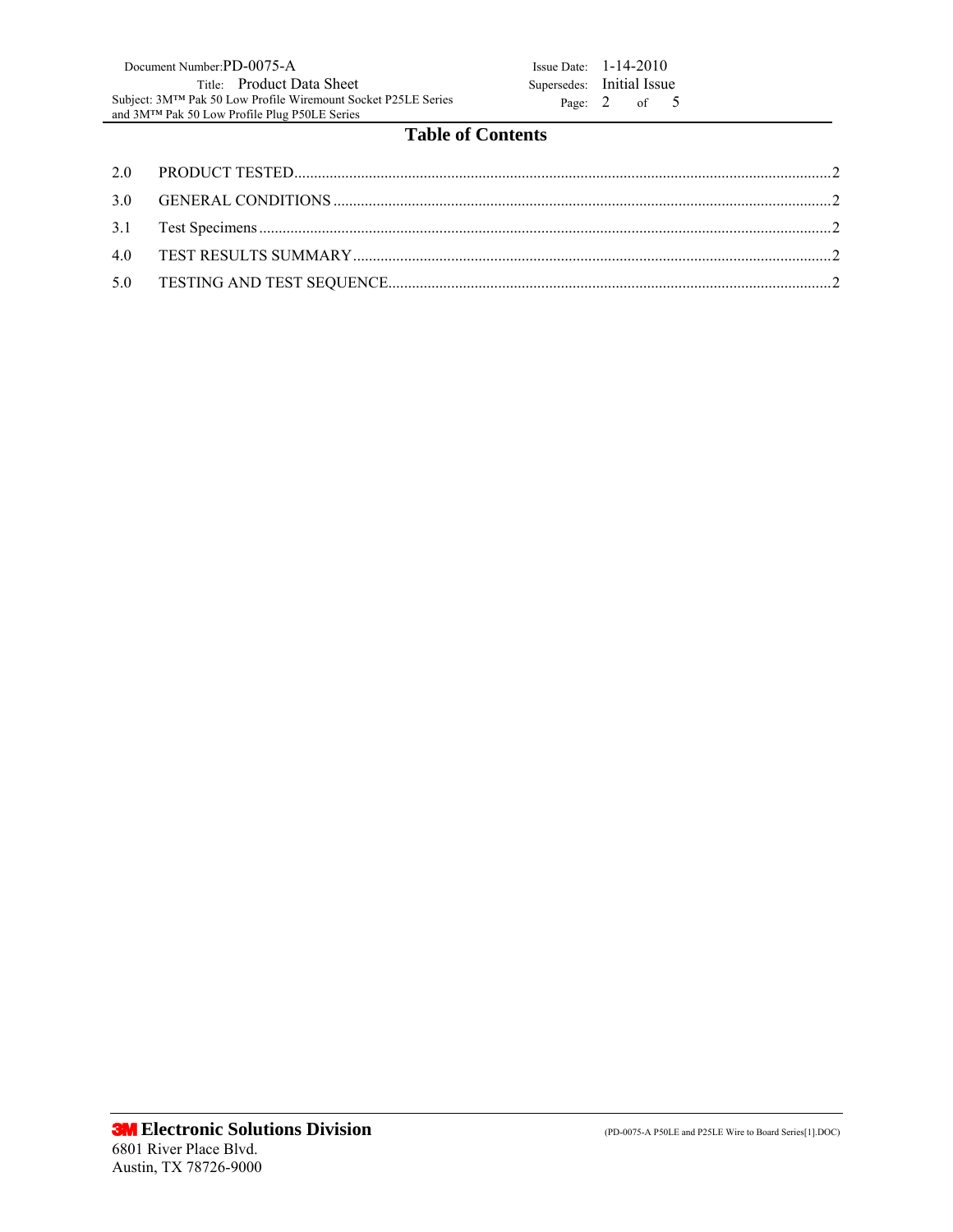# Table of Contents

2.0 PRODUCT TESTED....................................................................................................................2

3.0 GENERAL CONDITIONS ..........................................................................................................2

3.1 Test Specimens ..............................................................................................................................2

4.0 TEST RESULTS SUMMARY ....................................................................................................2

5.0 TESTING AND TEST SEQUENCE.........................................................................................2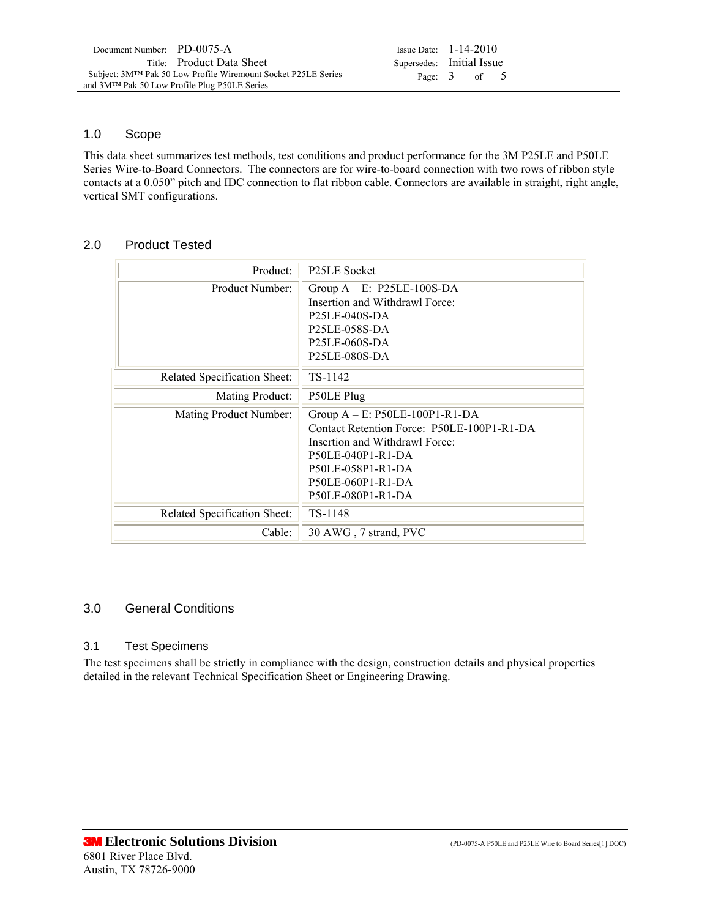## 1.0 Scope

This data sheet summarizes test methods, test conditions and product performance for the 3M P25LE and P50LE Series Wire-to-Board Connectors. The connectors are for wire-to-board connection with two rows of ribbon style contacts at a 0.050" pitch and IDC connection to flat ribbon cable. Connectors are available in straight, right angle, vertical SMT configurations.

## 2.0 Product Tested

| | |
|---|---|
| Product: | P25LE Socket |
| Product Number: | Group A – E: P25LE-100S-DA<br>Insertion and Withdrawl Force:<br>P25LE-040S-DA<br>P25LE-058S-DA<br>P25LE-060S-DA<br>P25LE-080S-DA |
| Related Specification Sheet: | TS-1142 |
| Mating Product: | P50LE Plug |
| Mating Product Number: | Group A – E: P50LE-100P1-R1-DA<br>Contact Retention Force: P50LE-100P1-R1-DA<br>Insertion and Withdrawl Force:<br>P50LE-040P1-R1-DA<br>P50LE-058P1-R1-DA<br>P50LE-060P1-R1-DA<br>P50LE-080P1-R1-DA |
| Related Specification Sheet: | TS-1148 |
| Cable: | 30 AWG , 7 strand, PVC |

## 3.0 General Conditions

### 3.1 Test Specimens

The test specimens shall be strictly in compliance with the design, construction details and physical properties detailed in the relevant Technical Specification Sheet or Engineering Drawing.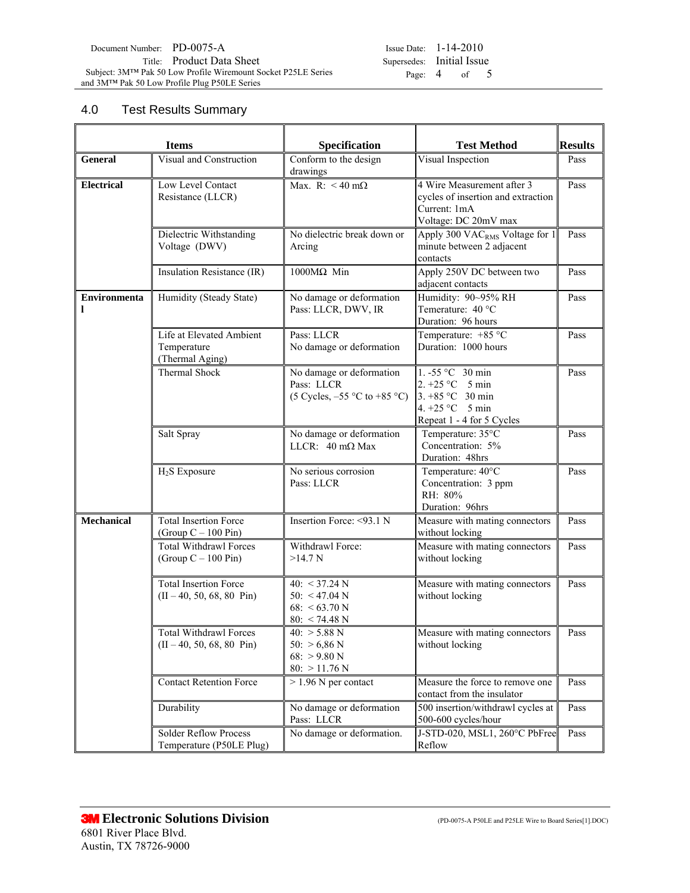## 4.0 Test Results Summary

| Items | | Specification | Test Method | Results |
|---|---|---|---|---|
| **General** | Visual and Construction | Conform to the design drawings | Visual Inspection | Pass |
| **Electrical** | Low Level Contact Resistance (LLCR) | Max. R: < 40 mΩ | 4 Wire Measurement after 3 cycles of insertion and extraction<br>Current: 1mA<br>Voltage: DC 20mV max | Pass |
| | Dielectric Withstanding Voltage (DWV) | No dielectric break down or Arcing | Apply 300 $VAC_{RMS}$ Voltage for 1 minute between 2 adjacent contacts | Pass |
| | Insulation Resistance (IR) | 1000MΩ Min | Apply 250V DC between two adjacent contacts | Pass |
| **Environmental** | Humidity (Steady State) | No damage or deformation<br>Pass: LLCR, DWV, IR | Humidity: 90~95% RH<br>Temerature: 40 °C<br>Duration: 96 hours | Pass |
| | Life at Elevated Ambient Temperature (Thermal Aging) | Pass: LLCR<br>No damage or deformation | Temperature: +85 °C<br>Duration: 1000 hours | Pass |
| | Thermal Shock | No damage or deformation<br>Pass: LLCR<br>(5 Cycles, –55 °C to +85 °C) | 1. -55 °C 30 min<br>2. +25 °C 5 min<br>3. +85 °C 30 min<br>4. +25 °C 5 min<br>Repeat 1 - 4 for 5 Cycles | Pass |
| | Salt Spray | No damage or deformation<br>LLCR: 40 mΩ Max | Temperature: 35°C<br>Concentration: 5%<br>Duration: 48hrs | Pass |
| | $H_2S$ Exposure | No serious corrosion<br>Pass: LLCR | Temperature: 40°C<br>Concentration: 3 ppm<br>RH: 80%<br>Duration: 96hrs | Pass |
| **Mechanical** | Total Insertion Force (Group C – 100 Pin) | Insertion Force: <93.1 N | Measure with mating connectors without locking | Pass |
| | Total Withdrawl Forces (Group C – 100 Pin) | Withdrawl Force: >14.7 N | Measure with mating connectors without locking | Pass |
| | Total Insertion Force (II – 40, 50, 68, 80 Pin) | 40: < 37.24 N<br>50: < 47.04 N<br>68: < 63.70 N<br>80: < 74.48 N | Measure with mating connectors without locking | Pass |
| | Total Withdraw Forces (II – 40, 50, 68, 80 Pin) | 40: > 5.88 N<br>50: > 6,86 N<br>68: > 9.80 N<br>80: > 11.76 N | Measure with mating connectors without locking | Pass |
| | Contact Retention Force | > 1.96 N per contact | Measure the force to remove one contact from the insulator | Pass |
| | Durability | No damage or deformation<br>Pass: LLCR | 500 insertion/withdrawl cycles at 500-600 cycles/hour | Pass |
| | Solder Reflow Process Temperature (P50LE Plug) | No damage or deformation. | J-STD-020, MSL1, 260°C PbFree Reflow | Pass |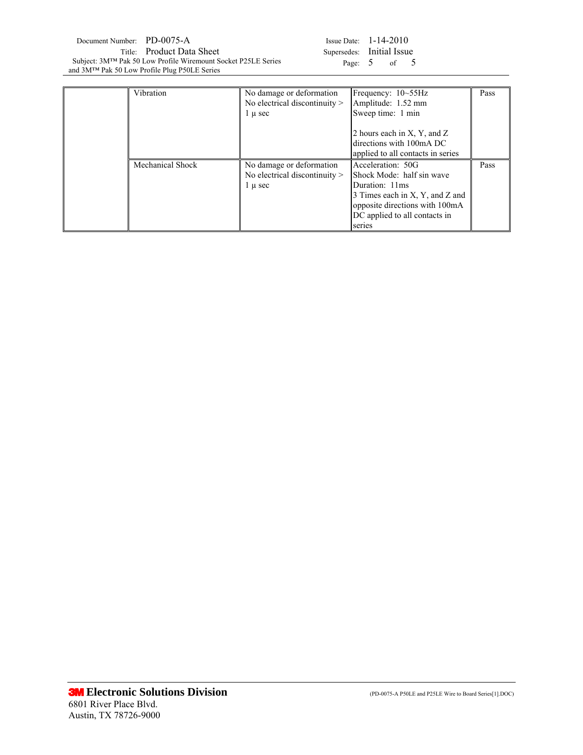| | | | | |
|---|---|---|---|---|
| | Vibration | No damage or deformation<br>No electrical discontinuity > 1 µ sec | Frequency: 10~55Hz<br>Amplitude: 1.52 mm<br>Sweep time: 1 min<br><br>2 hours each in X, Y, and Z directions with 100mA DC applied to all contacts in series | Pass |
| | Mechanical Shock | No damage or deformation<br>No electrical discontinuity > 1 µ sec | Acceleration: 50G<br>Shock Mode: half sin wave<br>Duration: 11ms<br>3 Times each in X, Y, and Z and opposite directions with 100mA DC applied to all contacts in series | Pass |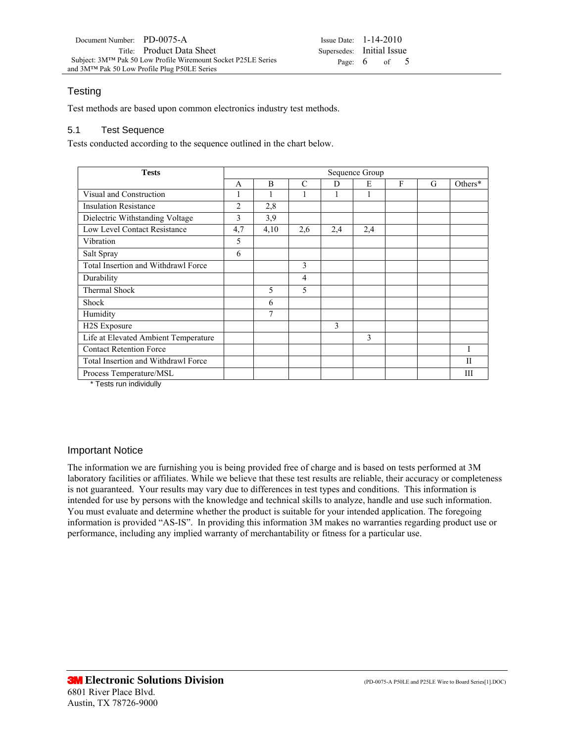## Testing

Test methods are based upon common electronics industry test methods.

### 5.1 Test Sequence

Tests conducted according to the sequence outlined in the chart below.

| Tests | Sequence Group | | | | | | | |
|---|---|---|---|---|---|---|---|---|
| | A | B | C | D | E | F | G | Others* |
| Visual and Construction | 1 | 1 | 1 | 1 | 1 | | | |
| Insulation Resistance | 2 | 2,8 | | | | | | |
| Dielectric Withstanding Voltage | 3 | 3,9 | | | | | | |
| Low Level Contact Resistance | 4,7 | 4,10 | 2,6 | 2,4 | 2,4 | | | |
| Vibration | 5 | | | | | | | |
| Salt Spray | 6 | | | | | | | |
| Total Insertion and Withdrawl Force | | | 3 | | | | | |
| Durability | | | 4 | | | | | |
| Thermal Shock | | 5 | 5 | | | | | |
| Shock | | 6 | | | | | | |
| Humidity | | 7 | | | | | | |
| H2S Exposure | | | | 3 | | | | |
| Life at Elevated Ambient Temperature | | | | | 3 | | | |
| Contact Retention Force | | | | | | | | I |
| Total Insertion and Withdrawl Force | | | | | | | | II |
| Process Temperature/MSL | | | | | | | | III |

\* Tests run individully

## Important Notice

The information we are furnishing you is being provided free of charge and is based on tests performed at 3M laboratory facilities or affiliates. While we believe that these test results are reliable, their accuracy or completeness is not guaranteed. Your results may vary due to differences in test types and conditions. This information is intended for use by persons with the knowledge and technical skills to analyze, handle and use such information. You must evaluate and determine whether the product is suitable for your intended application. The foregoing information is provided "AS-IS". In providing this information 3M makes no warranties regarding product use or performance, including any implied warranty of merchantability or fitness for a particular use.